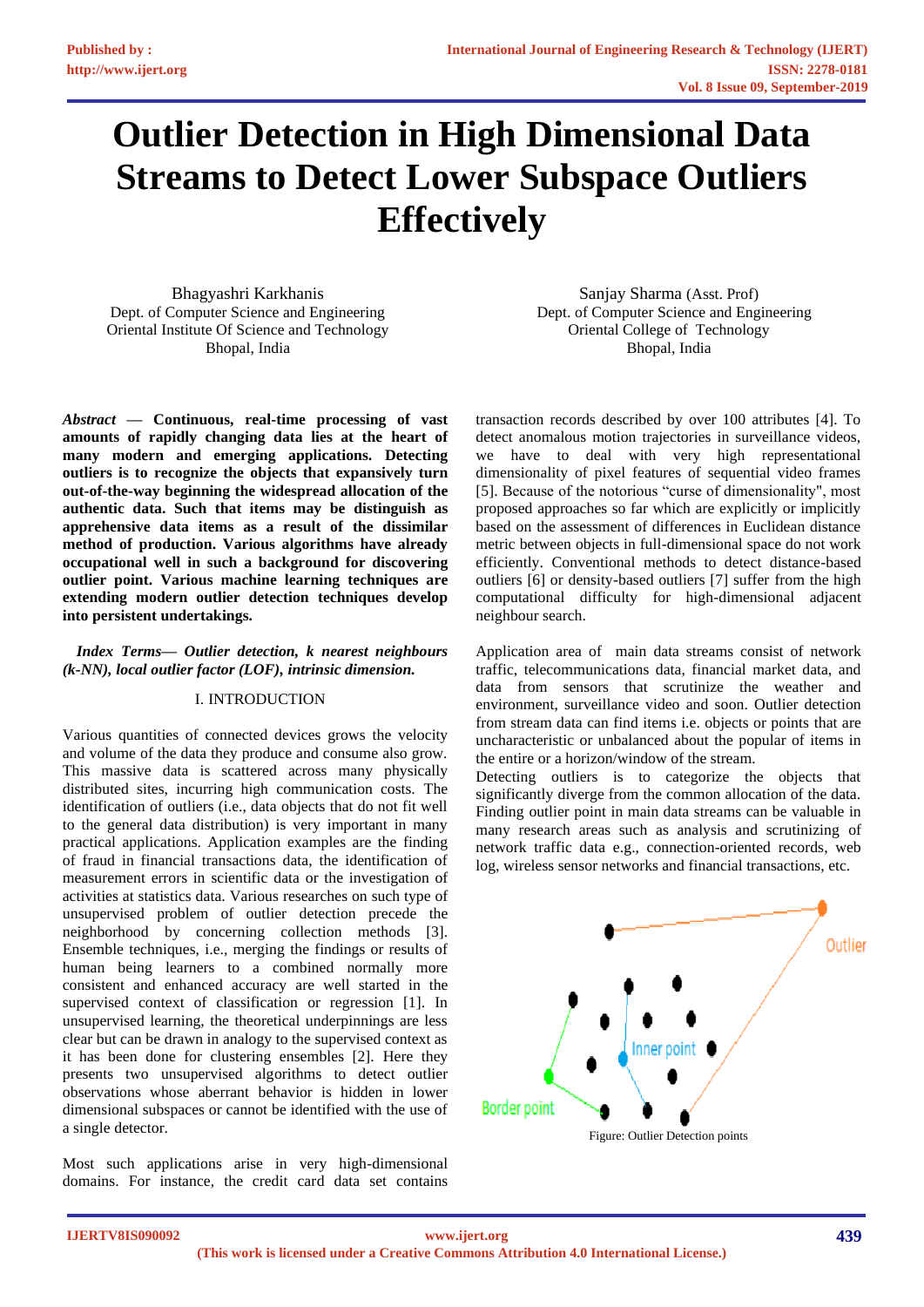# Outlier Detection in High Dimensional Data Streams to Detect Lower Subspace Outliers Effectively

Bhagyashri Karkhanis
Dept. of Computer Science and Engineering
Oriental Institute Of Science and Technology
Bhopal, India

Sanjay Sharma (Asst. Prof)
Dept. of Computer Science and Engineering
Oriental College of Technology
Bhopal, India

***Abstract* — Continuous, real-time processing of vast amounts of rapidly changing data lies at the heart of many modern and emerging applications. Detecting outliers is to recognize the objects that expansively turn out-of-the-way beginning the widespread allocation of the authentic data. Such that items may be distinguish as apprehensive data items as a result of the dissimilar method of production. Various algorithms have already occupational well in such a background for discovering outlier point. Various machine learning techniques are extending modern outlier detection techniques develop into persistent undertakings.**

***Index Terms— Outlier detection, k nearest neighbours (k-NN), local outlier factor (LOF), intrinsic dimension.***

## I. INTRODUCTION

Various quantities of connected devices grows the velocity and volume of the data they produce and consume also grow. This massive data is scattered across many physically distributed sites, incurring high communication costs. The identification of outliers (i.e., data objects that do not fit well to the general data distribution) is very important in many practical applications. Application examples are the finding of fraud in financial transactions data, the identification of measurement errors in scientific data or the investigation of activities at statistics data. Various researches on such type of unsupervised problem of outlier detection precede the neighborhood by concerning collection methods [3]. Ensemble techniques, i.e., merging the findings or results of human being learners to a combined normally more consistent and enhanced accuracy are well started in the supervised context of classification or regression [1]. In unsupervised learning, the theoretical underpinnings are less clear but can be drawn in analogy to the supervised context as it has been done for clustering ensembles [2]. Here they presents two unsupervised algorithms to detect outlier observations whose aberrant behavior is hidden in lower dimensional subspaces or cannot be identified with the use of a single detector.

Most such applications arise in very high-dimensional domains. For instance, the credit card data set contains transaction records described by over 100 attributes [4]. To detect anomalous motion trajectories in surveillance videos, we have to deal with very high representational dimensionality of pixel features of sequential video frames [5]. Because of the notorious "curse of dimensionality", most proposed approaches so far which are explicitly or implicitly based on the assessment of differences in Euclidean distance metric between objects in full-dimensional space do not work efficiently. Conventional methods to detect distance-based outliers [6] or density-based outliers [7] suffer from the high computational difficulty for high-dimensional adjacent neighbour search.

Application area of main data streams consist of network traffic, telecommunications data, financial market data, and data from sensors that scrutinize the weather and environment, surveillance video and soon. Outlier detection from stream data can find items i.e. objects or points that are uncharacteristic or unbalanced about the popular of items in the entire or a horizon/window of the stream.

Detecting outliers is to categorize the objects that significantly diverge from the common allocation of the data. Finding outlier point in main data streams can be valuable in many research areas such as analysis and scrutinizing of network traffic data e.g., connection-oriented records, web log, wireless sensor networks and financial transactions, etc.

Figure: Outlier Detection points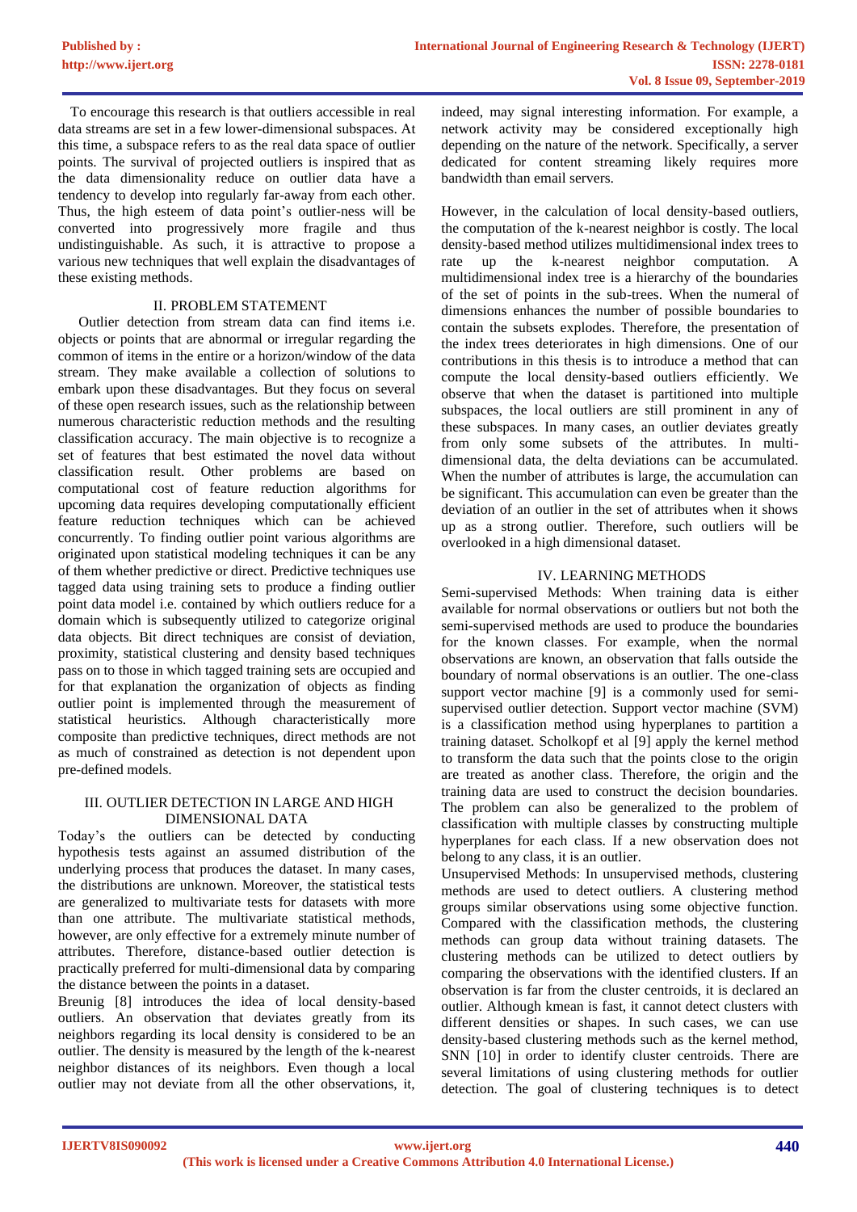To encourage this research is that outliers accessible in real data streams are set in a few lower-dimensional subspaces. At this time, a subspace refers to as the real data space of outlier points. The survival of projected outliers is inspired that as the data dimensionality reduce on outlier data have a tendency to develop into regularly far-away from each other. Thus, the high esteem of data point's outlier-ness will be converted into progressively more fragile and thus undistinguishable. As such, it is attractive to propose a various new techniques that well explain the disadvantages of these existing methods.

## II. PROBLEM STATEMENT

Outlier detection from stream data can find items i.e. objects or points that are abnormal or irregular regarding the common of items in the entire or a horizon/window of the data stream. They make available a collection of solutions to embark upon these disadvantages. But they focus on several of these open research issues, such as the relationship between numerous characteristic reduction methods and the resulting classification accuracy. The main objective is to recognize a set of features that best estimated the novel data without classification result. Other problems are based on computational cost of feature reduction algorithms for upcoming data requires developing computationally efficient feature reduction techniques which can be achieved concurrently. To finding outlier point various algorithms are originated upon statistical modeling techniques it can be any of them whether predictive or direct. Predictive techniques use tagged data using training sets to produce a finding outlier point data model i.e. contained by which outliers reduce for a domain which is subsequently utilized to categorize original data objects. Bit direct techniques are consist of deviation, proximity, statistical clustering and density based techniques pass on to those in which tagged training sets are occupied and for that explanation the organization of objects as finding outlier point is implemented through the measurement of statistical heuristics. Although characteristically more composite than predictive techniques, direct methods are not as much of constrained as detection is not dependent upon pre-defined models.

## III. OUTLIER DETECTION IN LARGE AND HIGH DIMENSIONAL DATA

Today's the outliers can be detected by conducting hypothesis tests against an assumed distribution of the underlying process that produces the dataset. In many cases, the distributions are unknown. Moreover, the statistical tests are generalized to multivariate tests for datasets with more than one attribute. The multivariate statistical methods, however, are only effective for a extremely minute number of attributes. Therefore, distance-based outlier detection is practically preferred for multi-dimensional data by comparing the distance between the points in a dataset.

Breunig [8] introduces the idea of local density-based outliers. An observation that deviates greatly from its neighbors regarding its local density is considered to be an outlier. The density is measured by the length of the k-nearest neighbor distances of its neighbors. Even though a local outlier may not deviate from all the other observations, it, indeed, may signal interesting information. For example, a network activity may be considered exceptionally high depending on the nature of the network. Specifically, a server dedicated for content streaming likely requires more bandwidth than email servers.

However, in the calculation of local density-based outliers, the computation of the k-nearest neighbor is costly. The local density-based method utilizes multidimensional index trees to rate up the k-nearest neighbor computation. A multidimensional index tree is a hierarchy of the boundaries of the set of points in the sub-trees. When the numeral of dimensions enhances the number of possible boundaries to contain the subsets explodes. Therefore, the presentation of the index trees deteriorates in high dimensions. One of our contributions in this thesis is to introduce a method that can compute the local density-based outliers efficiently. We observe that when the dataset is partitioned into multiple subspaces, the local outliers are still prominent in any of these subspaces. In many cases, an outlier deviates greatly from only some subsets of the attributes. In multi-dimensional data, the delta deviations can be accumulated. When the number of attributes is large, the accumulation can be significant. This accumulation can even be greater than the deviation of an outlier in the set of attributes when it shows up as a strong outlier. Therefore, such outliers will be overlooked in a high dimensional dataset.

## IV. LEARNING METHODS

Semi-supervised Methods: When training data is either available for normal observations or outliers but not both the semi-supervised methods are used to produce the boundaries for the known classes. For example, when the normal observations are known, an observation that falls outside the boundary of normal observations is an outlier. The one-class support vector machine [9] is a commonly used for semi-supervised outlier detection. Support vector machine (SVM) is a classification method using hyperplanes to partition a training dataset. Scholkopf et al [9] apply the kernel method to transform the data such that the points close to the origin are treated as another class. Therefore, the origin and the training data are used to construct the decision boundaries. The problem can also be generalized to the problem of classification with multiple classes by constructing multiple hyperplanes for each class. If a new observation does not belong to any class, it is an outlier.

Unsupervised Methods: In unsupervised methods, clustering methods are used to detect outliers. A clustering method groups similar observations using some objective function. Compared with the classification methods, the clustering methods can group data without training datasets. The clustering methods can be utilized to detect outliers by comparing the observations with the identified clusters. If an observation is far from the cluster centroids, it is declared an outlier. Although kmean is fast, it cannot detect clusters with different densities or shapes. In such cases, we can use density-based clustering methods such as the kernel method, SNN [10] in order to identify cluster centroids. There are several limitations of using clustering methods for outlier detection. The goal of clustering techniques is to detect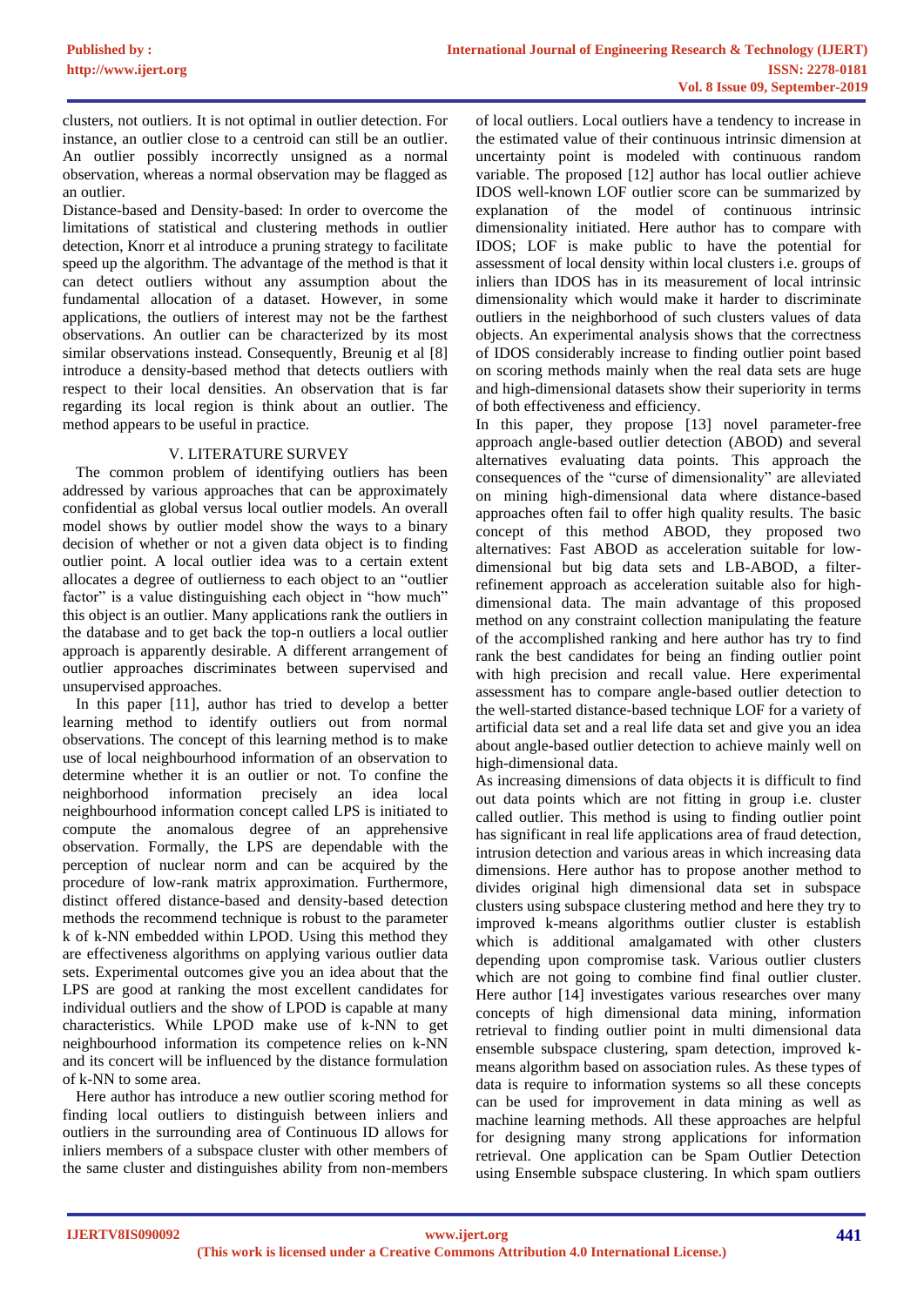clusters, not outliers. It is not optimal in outlier detection. For instance, an outlier close to a centroid can still be an outlier. An outlier possibly incorrectly unsigned as a normal observation, whereas a normal observation may be flagged as an outlier.

Distance-based and Density-based: In order to overcome the limitations of statistical and clustering methods in outlier detection, Knorr et al introduce a pruning strategy to facilitate speed up the algorithm. The advantage of the method is that it can detect outliers without any assumption about the fundamental allocation of a dataset. However, in some applications, the outliers of interest may not be the farthest observations. An outlier can be characterized by its most similar observations instead. Consequently, Breunig et al [8] introduce a density-based method that detects outliers with respect to their local densities. An observation that is far regarding its local region is think about an outlier. The method appears to be useful in practice.

## V. LITERATURE SURVEY

The common problem of identifying outliers has been addressed by various approaches that can be approximately confidential as global versus local outlier models. An overall model shows by outlier model show the ways to a binary decision of whether or not a given data object is to finding outlier point. A local outlier idea was to a certain extent allocates a degree of outlierness to each object to an "outlier factor" is a value distinguishing each object in "how much" this object is an outlier. Many applications rank the outliers in the database and to get back the top-n outliers a local outlier approach is apparently desirable. A different arrangement of outlier approaches discriminates between supervised and unsupervised approaches.

In this paper [11], author has tried to develop a better learning method to identify outliers out from normal observations. The concept of this learning method is to make use of local neighbourhood information of an observation to determine whether it is an outlier or not. To confine the neighborhood information precisely an idea local neighbourhood information concept called LPS is initiated to compute the anomalous degree of an apprehensive observation. Formally, the LPS are dependable with the perception of nuclear norm and can be acquired by the procedure of low-rank matrix approximation. Furthermore, distinct offered distance-based and density-based detection methods the recommend technique is robust to the parameter k of k-NN embedded within LPOD. Using this method they are effectiveness algorithms on applying various outlier data sets. Experimental outcomes give you an idea about that the LPS are good at ranking the most excellent candidates for individual outliers and the show of LPOD is capable at many characteristics. While LPOD make use of k-NN to get neighbourhood information its competence relies on k-NN and its concert will be influenced by the distance formulation of k-NN to some area.

Here author has introduce a new outlier scoring method for finding local outliers to distinguish between inliers and outliers in the surrounding area of Continuous ID allows for inliers members of a subspace cluster with other members of the same cluster and distinguishes ability from non-members of local outliers. Local outliers have a tendency to increase in the estimated value of their continuous intrinsic dimension at uncertainty point is modeled with continuous random variable. The proposed [12] author has local outlier achieve IDOS well-known LOF outlier score can be summarized by explanation of the model of continuous intrinsic dimensionality initiated. Here author has to compare with IDOS; LOF is make public to have the potential for assessment of local density within local clusters i.e. groups of inliers than IDOS has in its measurement of local intrinsic dimensionality which would make it harder to discriminate outliers in the neighborhood of such clusters values of data objects. An experimental analysis shows that the correctness of IDOS considerably increase to finding outlier point based on scoring methods mainly when the real data sets are huge and high-dimensional datasets show their superiority in terms of both effectiveness and efficiency.

In this paper, they propose [13] novel parameter-free approach angle-based outlier detection (ABOD) and several alternatives evaluating data points. This approach the consequences of the "curse of dimensionality" are alleviated on mining high-dimensional data where distance-based approaches often fail to offer high quality results. The basic concept of this method ABOD, they proposed two alternatives: Fast ABOD as acceleration suitable for low-dimensional but big data sets and LB-ABOD, a filter-refinement approach as acceleration suitable also for high-dimensional data. The main advantage of this proposed method on any constraint collection manipulating the feature of the accomplished ranking and here author has try to find rank the best candidates for being an finding outlier point with high precision and recall value. Here experimental assessment has to compare angle-based outlier detection to the well-started distance-based technique LOF for a variety of artificial data set and a real life data set and give you an idea about angle-based outlier detection to achieve mainly well on high-dimensional data.

As increasing dimensions of data objects it is difficult to find out data points which are not fitting in group i.e. cluster called outlier. This method is using to finding outlier point has significant in real life applications area of fraud detection, intrusion detection and various areas in which increasing data dimensions. Here author has to propose another method to divides original high dimensional data set in subspace clusters using subspace clustering method and here they try to improved k-means algorithms outlier cluster is establish which is additional amalgamated with other clusters depending upon compromise task. Various outlier clusters which are not going to combine find final outlier cluster. Here author [14] investigates various researches over many concepts of high dimensional data mining, information retrieval to finding outlier point in multi dimensional data ensemble subspace clustering, spam detection, improved k-means algorithm based on association rules. As these types of data is require to information systems so all these concepts can be used for improvement in data mining as well as machine learning methods. All these approaches are helpful for designing many strong applications for information retrieval. One application can be Spam Outlier Detection using Ensemble subspace clustering. In which spam outliers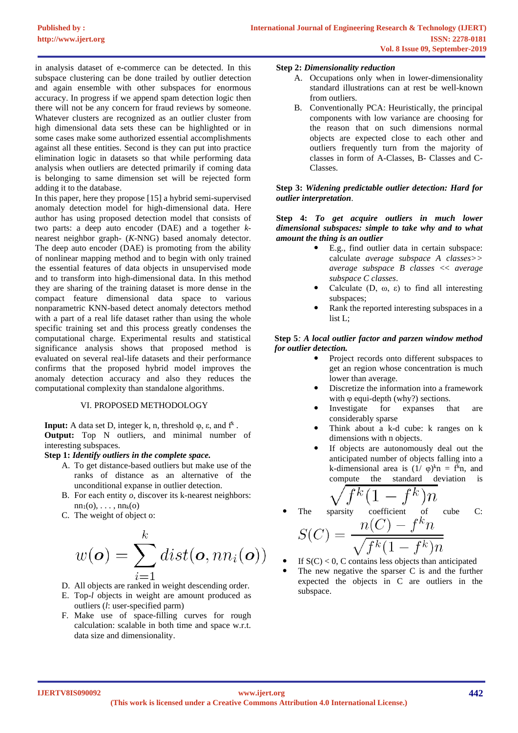in analysis dataset of e-commerce can be detected. In this subspace clustering can be done trailed by outlier detection and again ensemble with other subspaces for enormous accuracy. In progress if we append spam detection logic then there will not be any concern for fraud reviews by someone. Whatever clusters are recognized as an outlier cluster from high dimensional data sets these can be highlighted or in some cases make some authorized essential accomplishments against all these entities. Second is they can put into practice elimination logic in datasets so that while performing data analysis when outliers are detected primarily if coming data is belonging to same dimension set will be rejected form adding it to the database.

In this paper, here they propose [15] a hybrid semi-supervised anomaly detection model for high-dimensional data. Here author has using proposed detection model that consists of two parts: a deep auto encoder (DAE) and a together *k*-nearest neighbor graph- (*K*-NNG) based anomaly detector. The deep auto encoder (DAE) is promoting from the ability of nonlinear mapping method and to begin with only trained the essential features of data objects in unsupervised mode and to transform into high-dimensional data. In this method they are sharing of the training dataset is more dense in the compact feature dimensional data space to various nonparametric KNN-based detect anomaly detectors method with a part of a real life dataset rather than using the whole specific training set and this process greatly condenses the computational charge. Experimental results and statistical significance analysis shows that proposed method is evaluated on several real-life datasets and their performance confirms that the proposed hybrid model improves the anomaly detection accuracy and also they reduces the computational complexity than standalone algorithms.

## VI. PROPOSED METHODOLOGY

**Input:** A data set D, integer k, n, threshold φ, ε, and $f^k$ .
**Output:** Top N outliers, and minimal number of interesting subspaces.

**Step 1:** ***Identify outliers in the complete space.***

A. To get distance-based outliers but make use of the ranks of distance as an alternative of the unconditional expanse in outlier detection.
B. For each entity *o*, discover its k-nearest neighbors: $nn_1(o), \ldots, nn_k(o)$
C. The weight of object o:

$$w(\boldsymbol{o}) = \sum_{i=1}^{k} dist(\boldsymbol{o}, nn_i(\boldsymbol{o}))$$

D. All objects are ranked in weight descending order.
E. Top-*l* objects in weight are amount produced as outliers (*l*: user-specified parm)
F. Make use of space-filling curves for rough calculation: scalable in both time and space w.r.t. data size and dimensionality.

**Step 2:** ***Dimensionality reduction***

A. Occupations only when in lower-dimensionality standard illustrations can at rest be well-known from outliers.
B. Conventionally PCA: Heuristically, the principal components with low variance are choosing for the reason that on such dimensions normal objects are expected close to each other and outliers frequently turn from the majority of classes in form of A-Classes, B- Classes and C-Classes.

**Step 3:** ***Widening predictable outlier detection: Hard for outlier interpretation***.

**Step 4:** ***To get acquire outliers in much lower dimensional subspaces: simple to take why and to what amount the thing is an outlier***

- E.g., find outlier data in certain subspace: calculate *average subspace A classes>> average subspace B classes << average subspace C classes*.
- Calculate (D, ω, ε) to find all interesting subspaces;
- Rank the reported interesting subspaces in a list L;

**Step 5***:* ***A local outlier factor and parzen window method for outlier detection.***

- Project records onto different subspaces to get an region whose concentration is much lower than average.
- Discretize the information into a framework with φ equi-depth (why?) sections.
- Investigate for expanses that are considerably sparse
- Think about a k-d cube: k ranges on k dimensions with n objects.
- If objects are autonomously deal out the anticipated number of objects falling into a k-dimensional area is $(1/\varphi)^k n = f^k n$, and compute the standard deviation is $\sqrt{f^k(1-f^k)n}$
- The sparsity coefficient of cube C:

$$S(C) = \frac{n(C) - f^k n}{\sqrt{f^k(1-f^k)n}}$$

- If S(C) < 0, C contains less objects than anticipated
- The new negative the sparser C is and the further expected the objects in C are outliers in the subspace.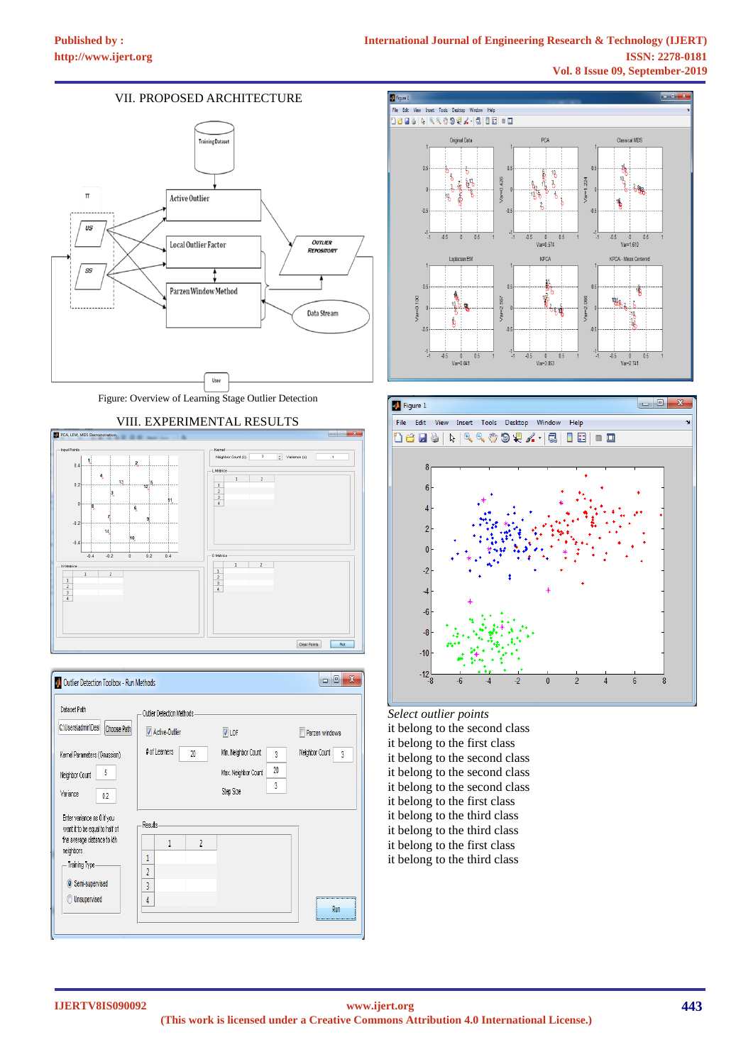## VII. PROPOSED ARCHITECTURE

Figure: Overview of Learning Stage Outlier Detection

## VIII. EXPERIMENTAL RESULTS

*Select outlier points*

it belong to the second class
it belong to the first class
it belong to the second class
it belong to the second class
it belong to the second class
it belong to the first class
it belong to the third class
it belong to the third class
it belong to the first class
it belong to the third class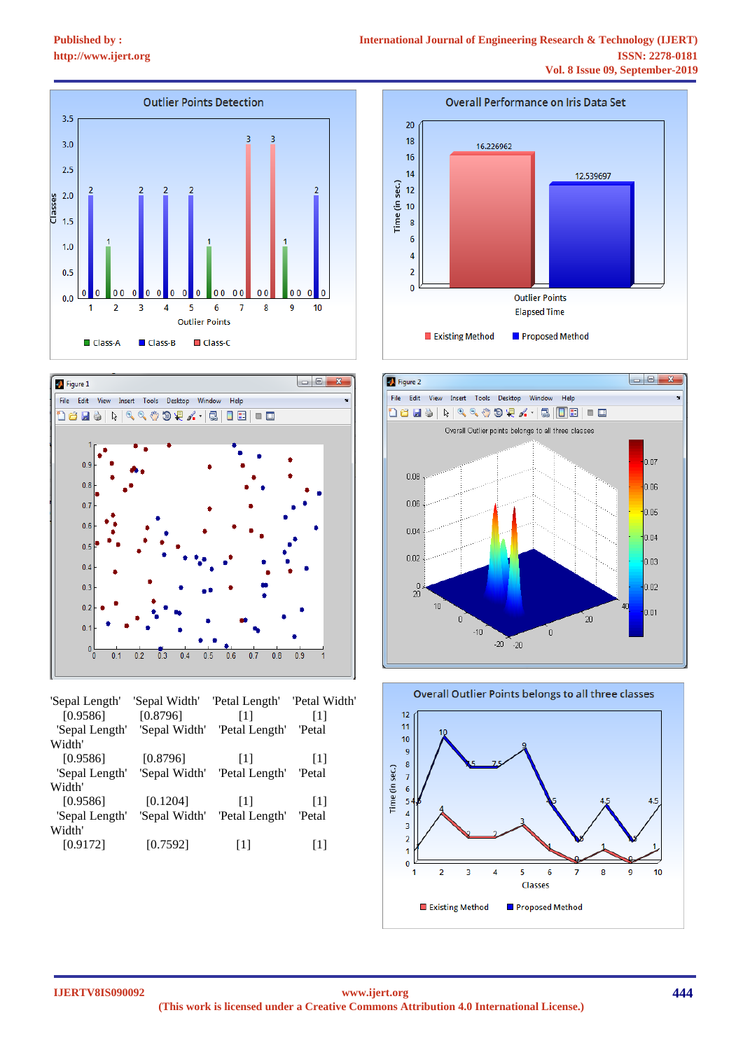'Sepal Length' 'Sepal Width' 'Petal Length' 'Petal Width'
[0.9586] [0.8796] [1] [1]
'Sepal Length' 'Sepal Width' 'Petal Length' 'Petal Width'
[0.9586] [0.8796] [1] [1]
'Sepal Length' 'Sepal Width' 'Petal Length' 'Petal Width'
[0.9586] [0.1204] [1] [1]
'Sepal Length' 'Sepal Width' 'Petal Length' 'Petal Width'
[0.9172] [0.7592] [1] [1]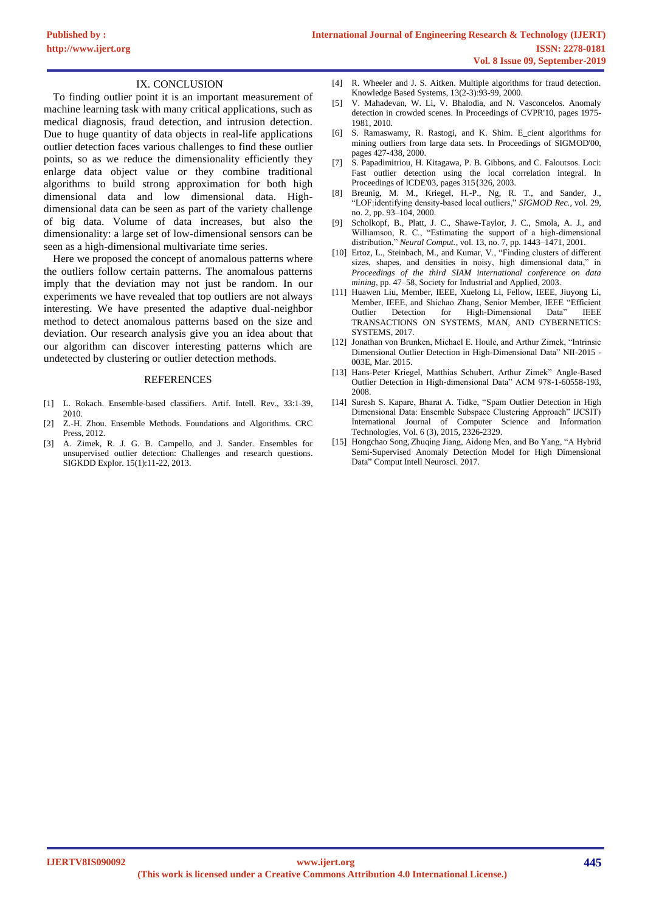## IX. CONCLUSION

To finding outlier point it is an important measurement of machine learning task with many critical applications, such as medical diagnosis, fraud detection, and intrusion detection. Due to huge quantity of data objects in real-life applications outlier detection faces various challenges to find these outlier points, so as we reduce the dimensionality efficiently they enlarge data object value or they combine traditional algorithms to build strong approximation for both high dimensional data and low dimensional data. High-dimensional data can be seen as part of the variety challenge of big data. Volume of data increases, but also the dimensionality: a large set of low-dimensional sensors can be seen as a high-dimensional multivariate time series.

Here we proposed the concept of anomalous patterns where the outliers follow certain patterns. The anomalous patterns imply that the deviation may not just be random. In our experiments we have revealed that top outliers are not always interesting. We have presented the adaptive dual-neighbor method to detect anomalous patterns based on the size and deviation. Our research analysis give you an idea about that our algorithm can discover interesting patterns which are undetected by clustering or outlier detection methods.

## REFERENCES

[1] L. Rokach. Ensemble-based classifiers. Artif. Intell. Rev., 33:1-39, 2010.

[2] Z.-H. Zhou. Ensemble Methods. Foundations and Algorithms. CRC Press, 2012.

[3] A. Zimek, R. J. G. B. Campello, and J. Sander. Ensembles for unsupervised outlier detection: Challenges and research questions. SIGKDD Explor. 15(1):11-22, 2013.

[4] R. Wheeler and J. S. Aitken. Multiple algorithms for fraud detection. Knowledge Based Systems, 13(2-3):93-99, 2000.

[5] V. Mahadevan, W. Li, V. Bhalodia, and N. Vasconcelos. Anomaly detection in crowded scenes. In Proceedings of CVPR'10, pages 1975-1981, 2010.

[6] S. Ramaswamy, R. Rastogi, and K. Shim. E_cient algorithms for mining outliers from large data sets. In Proceedings of SIGMOD'00, pages 427-438, 2000.

[7] S. Papadimitriou, H. Kitagawa, P. B. Gibbons, and C. Faloutsos. Loci: Fast outlier detection using the local correlation integral. In Proceedings of ICDE'03, pages 315{326, 2003.

[8] Breunig, M. M., Kriegel, H.-P., Ng, R. T., and Sander, J., "LOF:identifying density-based local outliers," *SIGMOD Rec.*, vol. 29, no. 2, pp. 93–104, 2000.

[9] Scholkopf, B., Platt, J. C., Shawe-Taylor, J. C., Smola, A. J., and Williamson, R. C., "Estimating the support of a high-dimensional distribution," *Neural Comput.*, vol. 13, no. 7, pp. 1443–1471, 2001.

[10] Ertoz, L., Steinbach, M., and Kumar, V., "Finding clusters of different sizes, shapes, and densities in noisy, high dimensional data," in *Proceedings of the third SIAM international conference on data mining*, pp. 47–58, Society for Industrial and Applied, 2003.

[11] Huawen Liu, Member, IEEE, Xuelong Li, Fellow, IEEE, Jiuyong Li, Member, IEEE, and Shichao Zhang, Senior Member, IEEE "Efficient Outlier Detection for High-Dimensional Data" IEEE TRANSACTIONS ON SYSTEMS, MAN, AND CYBERNETICS: SYSTEMS, 2017.

[12] Jonathan von Brunken, Michael E. Houle, and Arthur Zimek, "Intrinsic Dimensional Outlier Detection in High-Dimensional Data" NII-2015 -003E, Mar. 2015.

[13] Hans-Peter Kriegel, Matthias Schubert, Arthur Zimek" Angle-Based Outlier Detection in High-dimensional Data" ACM 978-1-60558-193, 2008.

[14] Suresh S. Kapare, Bharat A. Tidke, "Spam Outlier Detection in High Dimensional Data: Ensemble Subspace Clustering Approach" IJCSIT) International Journal of Computer Science and Information Technologies, Vol. 6 (3), 2015, 2326-2329.

[15] Hongchao Song, Zhuqing Jiang, Aidong Men, and Bo Yang, "A Hybrid Semi-Supervised Anomaly Detection Model for High Dimensional Data" Comput Intell Neurosci. 2017.